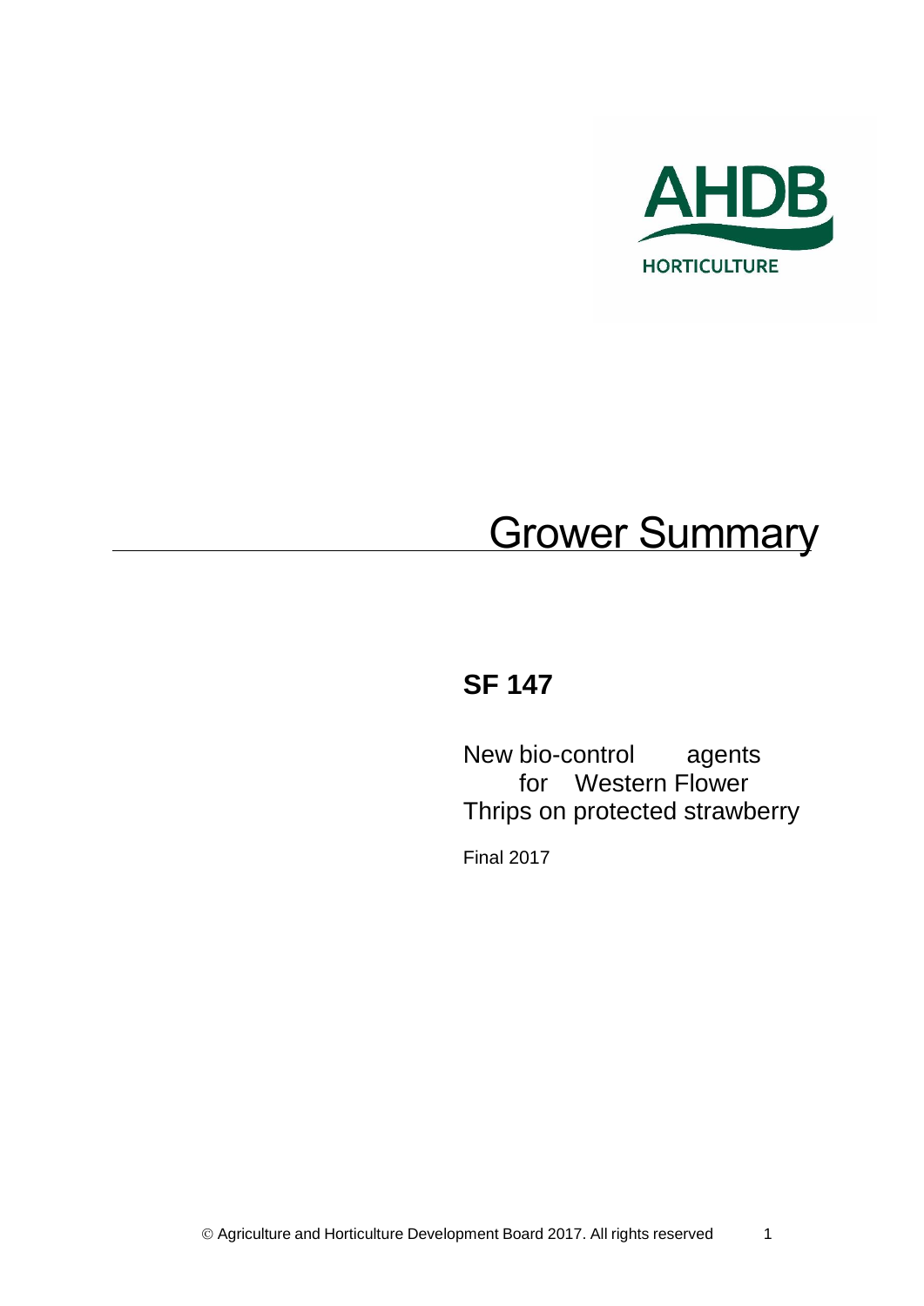AHDB

HORTICULTURE

# Grower Summary

## SF 147

New bio-control agents for Western Flower Thrips on protected strawberry

Final 2017

© Agriculture and Horticulture Development Board 2017. All rights reserved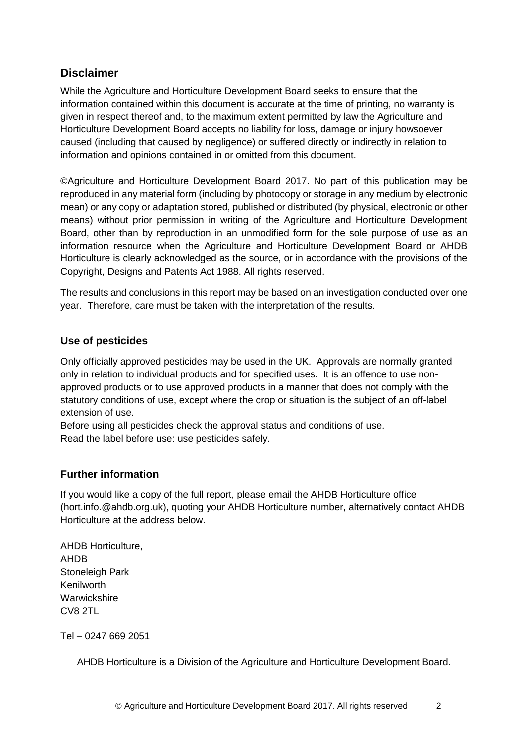## Disclaimer

While the Agriculture and Horticulture Development Board seeks to ensure that the information contained within this document is accurate at the time of printing, no warranty is given in respect thereof and, to the maximum extent permitted by law the Agriculture and Horticulture Development Board accepts no liability for loss, damage or injury howsoever caused (including that caused by negligence) or suffered directly or indirectly in relation to information and opinions contained in or omitted from this document.

©Agriculture and Horticulture Development Board 2017. No part of this publication may be reproduced in any material form (including by photocopy or storage in any medium by electronic mean) or any copy or adaptation stored, published or distributed (by physical, electronic or other means) without prior permission in writing of the Agriculture and Horticulture Development Board, other than by reproduction in an unmodified form for the sole purpose of use as an information resource when the Agriculture and Horticulture Development Board or AHDB Horticulture is clearly acknowledged as the source, or in accordance with the provisions of the Copyright, Designs and Patents Act 1988. All rights reserved.

The results and conclusions in this report may be based on an investigation conducted over one year. Therefore, care must be taken with the interpretation of the results.

## Use of pesticides

Only officially approved pesticides may be used in the UK. Approvals are normally granted only in relation to individual products and for specified uses. It is an offence to use non-approved products or to use approved products in a manner that does not comply with the statutory conditions of use, except where the crop or situation is the subject of an off-label extension of use.

Before using all pesticides check the approval status and conditions of use.

Read the label before use: use pesticides safely.

## Further information

If you would like a copy of the full report, please email the AHDB Horticulture office (hort.info.@ahdb.org.uk), quoting your AHDB Horticulture number, alternatively contact AHDB Horticulture at the address below.

AHDB Horticulture,
AHDB
Stoneleigh Park
Kenilworth
Warwickshire
CV8 2TL

Tel – 0247 669 2051

AHDB Horticulture is a Division of the Agriculture and Horticulture Development Board.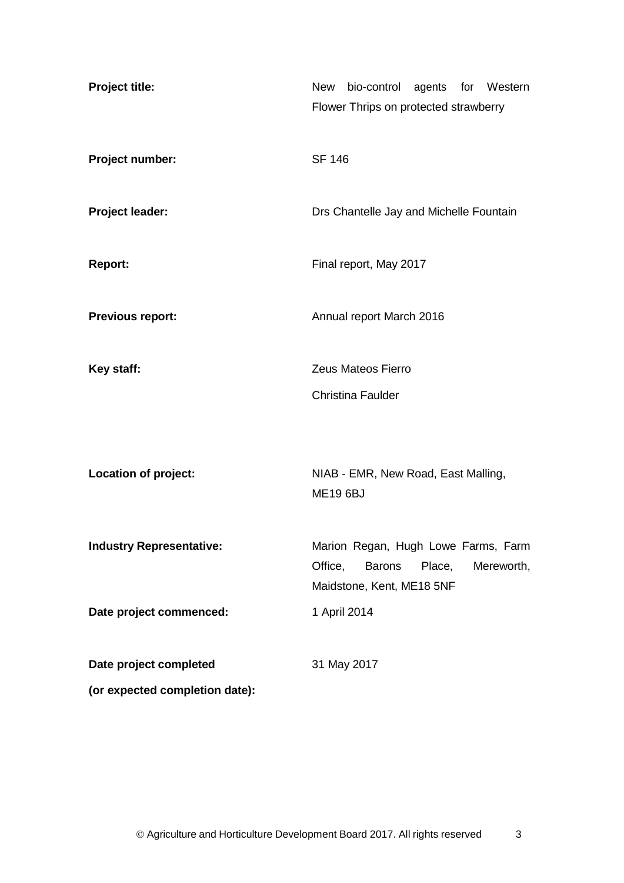| | |
|---|---|
| **Project title:** | New bio-control agents for Western Flower Thrips on protected strawberry |
| **Project number:** | SF 146 |
| **Project leader:** | Drs Chantelle Jay and Michelle Fountain |
| **Report:** | Final report, May 2017 |
| **Previous report:** | Annual report March 2016 |
| **Key staff:** | Zeus Mateos Fierro<br>Christina Faulder |
| **Location of project:** | NIAB - EMR, New Road, East Malling, ME19 6BJ |
| **Industry Representative:** | Marion Regan, Hugh Lowe Farms, Farm Office, Barons Place, Mereworth, Maidstone, Kent, ME18 5NF |
| **Date project commenced:** | 1 April 2014 |
| **Date project completed (or expected completion date):** | 31 May 2017 |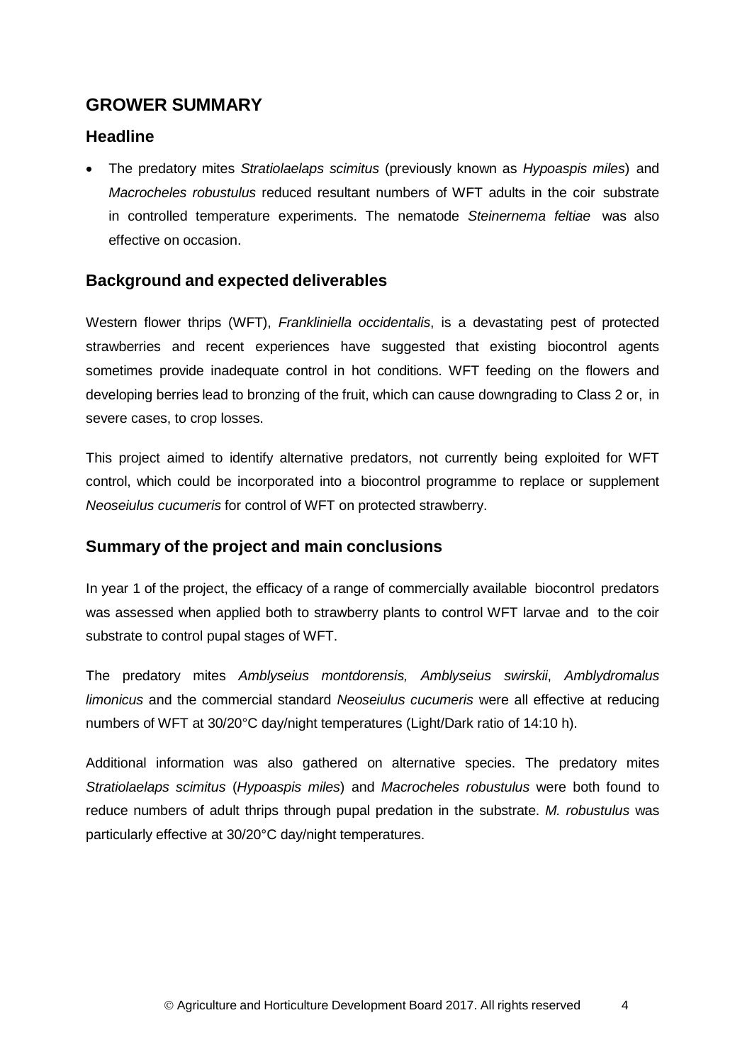# GROWER SUMMARY

## Headline

- The predatory mites *Stratiolaelaps scimitus* (previously known as *Hypoaspis miles*) and *Macrocheles robustulus* reduced resultant numbers of WFT adults in the coir substrate in controlled temperature experiments. The nematode *Steinernema feltiae* was also effective on occasion.

## Background and expected deliverables

Western flower thrips (WFT), *Frankliniella occidentalis*, is a devastating pest of protected strawberries and recent experiences have suggested that existing biocontrol agents sometimes provide inadequate control in hot conditions. WFT feeding on the flowers and developing berries lead to bronzing of the fruit, which can cause downgrading to Class 2 or, in severe cases, to crop losses.

This project aimed to identify alternative predators, not currently being exploited for WFT control, which could be incorporated into a biocontrol programme to replace or supplement *Neoseiulus cucumeris* for control of WFT on protected strawberry.

## Summary of the project and main conclusions

In year 1 of the project, the efficacy of a range of commercially available biocontrol predators was assessed when applied both to strawberry plants to control WFT larvae and to the coir substrate to control pupal stages of WFT.

The predatory mites *Amblyseius montdorensis, Amblyseius swirskii*, *Amblydromalus limonicus* and the commercial standard *Neoseiulus cucumeris* were all effective at reducing numbers of WFT at 30/20°C day/night temperatures (Light/Dark ratio of 14:10 h).

Additional information was also gathered on alternative species. The predatory mites *Stratiolaelaps scimitus* (*Hypoaspis miles*) and *Macrocheles robustulus* were both found to reduce numbers of adult thrips through pupal predation in the substrate. *M. robustulus* was particularly effective at 30/20°C day/night temperatures.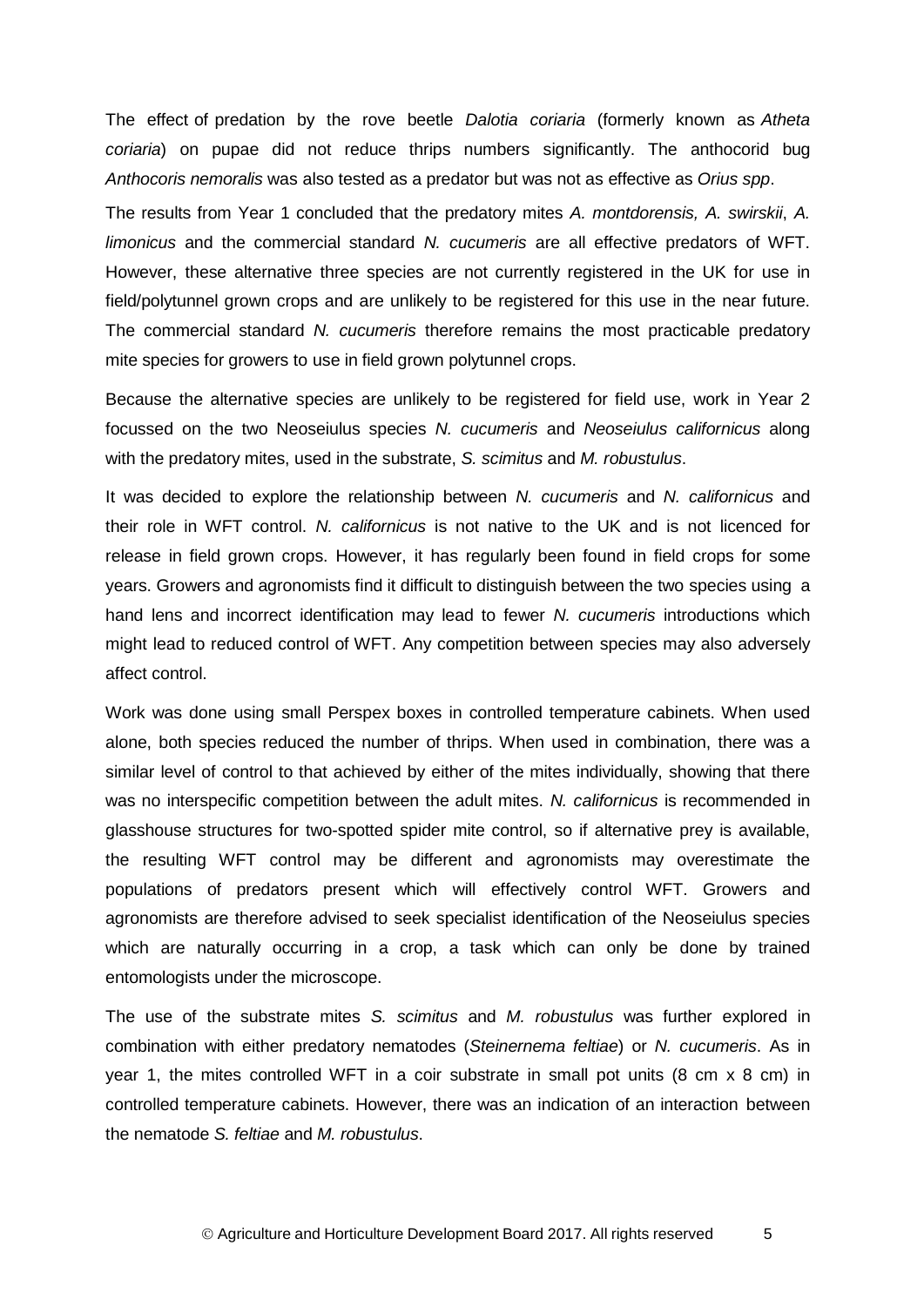The effect of predation by the rove beetle *Dalotia coriaria* (formerly known as *Atheta coriaria*) on pupae did not reduce thrips numbers significantly. The anthocorid bug *Anthocoris nemoralis* was also tested as a predator but was not as effective as *Orius spp*.

The results from Year 1 concluded that the predatory mites *A. montdorensis, A. swirskii*, *A. limonicus* and the commercial standard *N. cucumeris* are all effective predators of WFT. However, these alternative three species are not currently registered in the UK for use in field/polytunnel grown crops and are unlikely to be registered for this use in the near future. The commercial standard *N. cucumeris* therefore remains the most practicable predatory mite species for growers to use in field grown polytunnel crops.

Because the alternative species are unlikely to be registered for field use, work in Year 2 focussed on the two Neoseiulus species *N. cucumeris* and *Neoseiulus californicus* along with the predatory mites, used in the substrate, *S. scimitus* and *M. robustulus*.

It was decided to explore the relationship between *N. cucumeris* and *N. californicus* and their role in WFT control. *N. californicus* is not native to the UK and is not licenced for release in field grown crops. However, it has regularly been found in field crops for some years. Growers and agronomists find it difficult to distinguish between the two species using a hand lens and incorrect identification may lead to fewer *N. cucumeris* introductions which might lead to reduced control of WFT. Any competition between species may also adversely affect control.

Work was done using small Perspex boxes in controlled temperature cabinets. When used alone, both species reduced the number of thrips. When used in combination, there was a similar level of control to that achieved by either of the mites individually, showing that there was no interspecific competition between the adult mites. *N. californicus* is recommended in glasshouse structures for two-spotted spider mite control, so if alternative prey is available, the resulting WFT control may be different and agronomists may overestimate the populations of predators present which will effectively control WFT. Growers and agronomists are therefore advised to seek specialist identification of the Neoseiulus species which are naturally occurring in a crop, a task which can only be done by trained entomologists under the microscope.

The use of the substrate mites *S. scimitus* and *M. robustulus* was further explored in combination with either predatory nematodes (*Steinernema feltiae*) or *N. cucumeris*. As in year 1, the mites controlled WFT in a coir substrate in small pot units (8 cm x 8 cm) in controlled temperature cabinets. However, there was an indication of an interaction between the nematode *S. feltiae* and *M. robustulus*.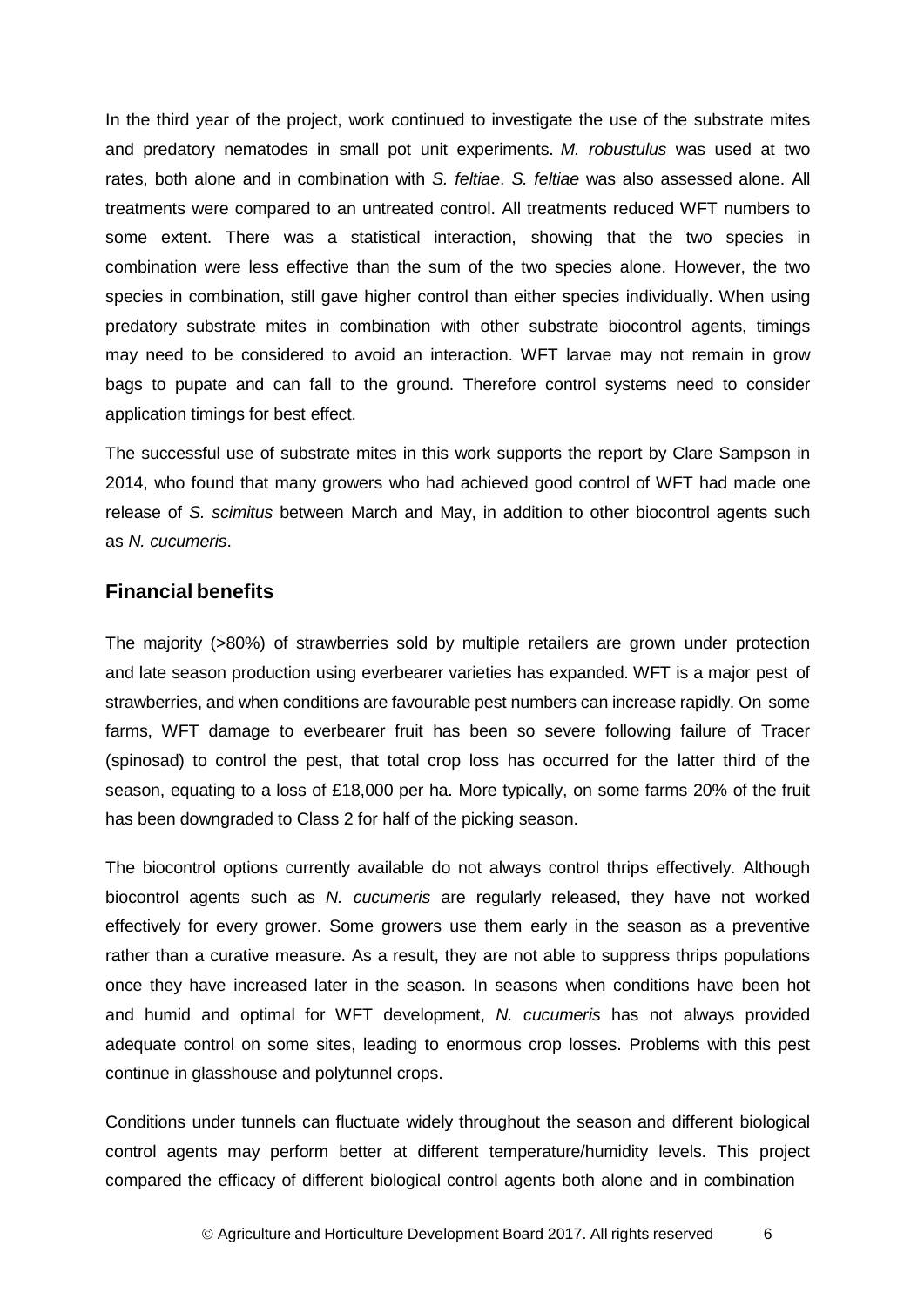In the third year of the project, work continued to investigate the use of the substrate mites and predatory nematodes in small pot unit experiments. *M. robustulus* was used at two rates, both alone and in combination with *S. feltiae*. *S. feltiae* was also assessed alone. All treatments were compared to an untreated control. All treatments reduced WFT numbers to some extent. There was a statistical interaction, showing that the two species in combination were less effective than the sum of the two species alone. However, the two species in combination, still gave higher control than either species individually. When using predatory substrate mites in combination with other substrate biocontrol agents, timings may need to be considered to avoid an interaction. WFT larvae may not remain in grow bags to pupate and can fall to the ground. Therefore control systems need to consider application timings for best effect.

The successful use of substrate mites in this work supports the report by Clare Sampson in 2014, who found that many growers who had achieved good control of WFT had made one release of *S. scimitus* between March and May, in addition to other biocontrol agents such as *N. cucumeris*.

## Financial benefits

The majority (>80%) of strawberries sold by multiple retailers are grown under protection and late season production using everbearer varieties has expanded. WFT is a major pest of strawberries, and when conditions are favourable pest numbers can increase rapidly. On some farms, WFT damage to everbearer fruit has been so severe following failure of Tracer (spinosad) to control the pest, that total crop loss has occurred for the latter third of the season, equating to a loss of £18,000 per ha. More typically, on some farms 20% of the fruit has been downgraded to Class 2 for half of the picking season.

The biocontrol options currently available do not always control thrips effectively. Although biocontrol agents such as *N. cucumeris* are regularly released, they have not worked effectively for every grower. Some growers use them early in the season as a preventive rather than a curative measure. As a result, they are not able to suppress thrips populations once they have increased later in the season. In seasons when conditions have been hot and humid and optimal for WFT development, *N. cucumeris* has not always provided adequate control on some sites, leading to enormous crop losses. Problems with this pest continue in glasshouse and polytunnel crops.

Conditions under tunnels can fluctuate widely throughout the season and different biological control agents may perform better at different temperature/humidity levels. This project compared the efficacy of different biological control agents both alone and in combination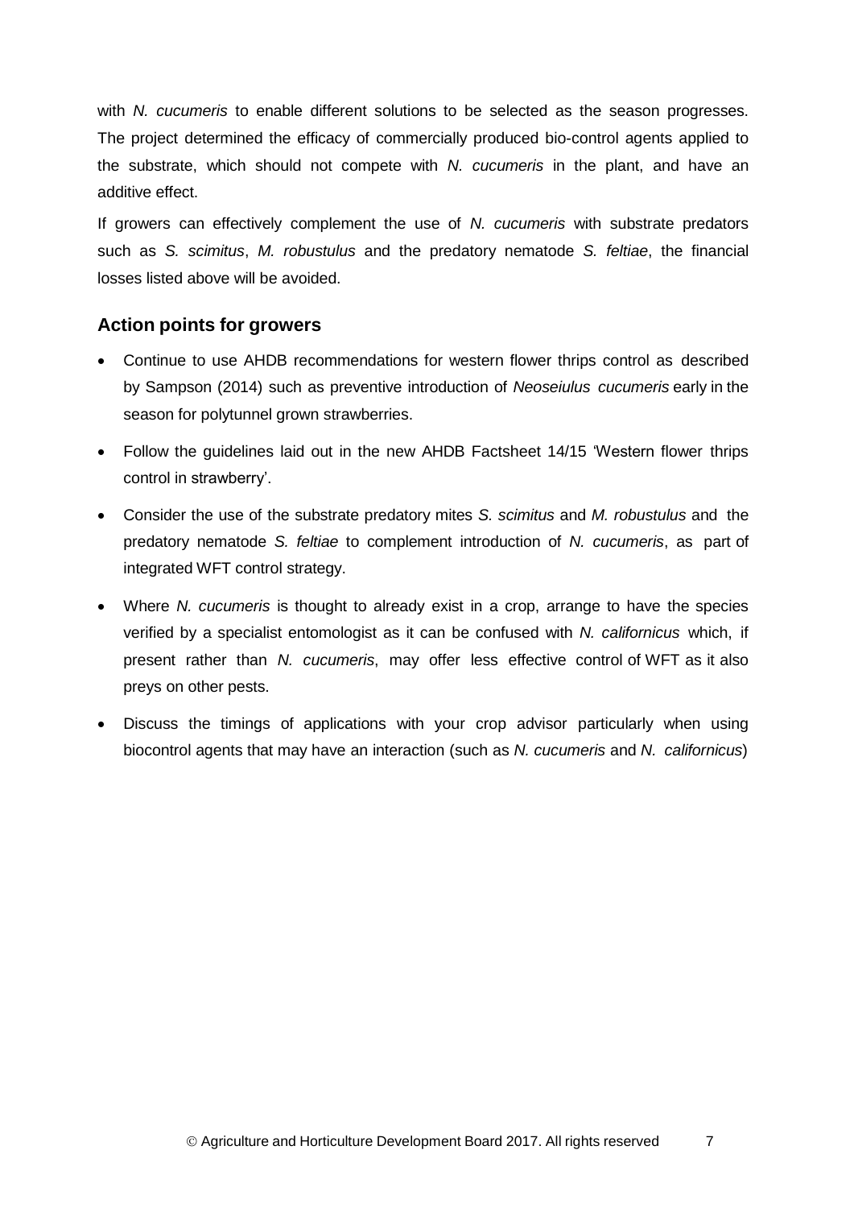with *N. cucumeris* to enable different solutions to be selected as the season progresses. The project determined the efficacy of commercially produced bio-control agents applied to the substrate, which should not compete with *N. cucumeris* in the plant, and have an additive effect.

If growers can effectively complement the use of *N. cucumeris* with substrate predators such as *S. scimitus*, *M. robustulus* and the predatory nematode *S. feltiae*, the financial losses listed above will be avoided.

## Action points for growers

- Continue to use AHDB recommendations for western flower thrips control as described by Sampson (2014) such as preventive introduction of *Neoseiulus cucumeris* early in the season for polytunnel grown strawberries.
- Follow the guidelines laid out in the new AHDB Factsheet 14/15 'Western flower thrips control in strawberry'.
- Consider the use of the substrate predatory mites *S. scimitus* and *M. robustulus* and the predatory nematode *S. feltiae* to complement introduction of *N. cucumeris*, as part of integrated WFT control strategy.
- Where *N. cucumeris* is thought to already exist in a crop, arrange to have the species verified by a specialist entomologist as it can be confused with *N. californicus* which, if present rather than *N. cucumeris*, may offer less effective control of WFT as it also preys on other pests.
- Discuss the timings of applications with your crop advisor particularly when using biocontrol agents that may have an interaction (such as *N. cucumeris* and *N. californicus*)